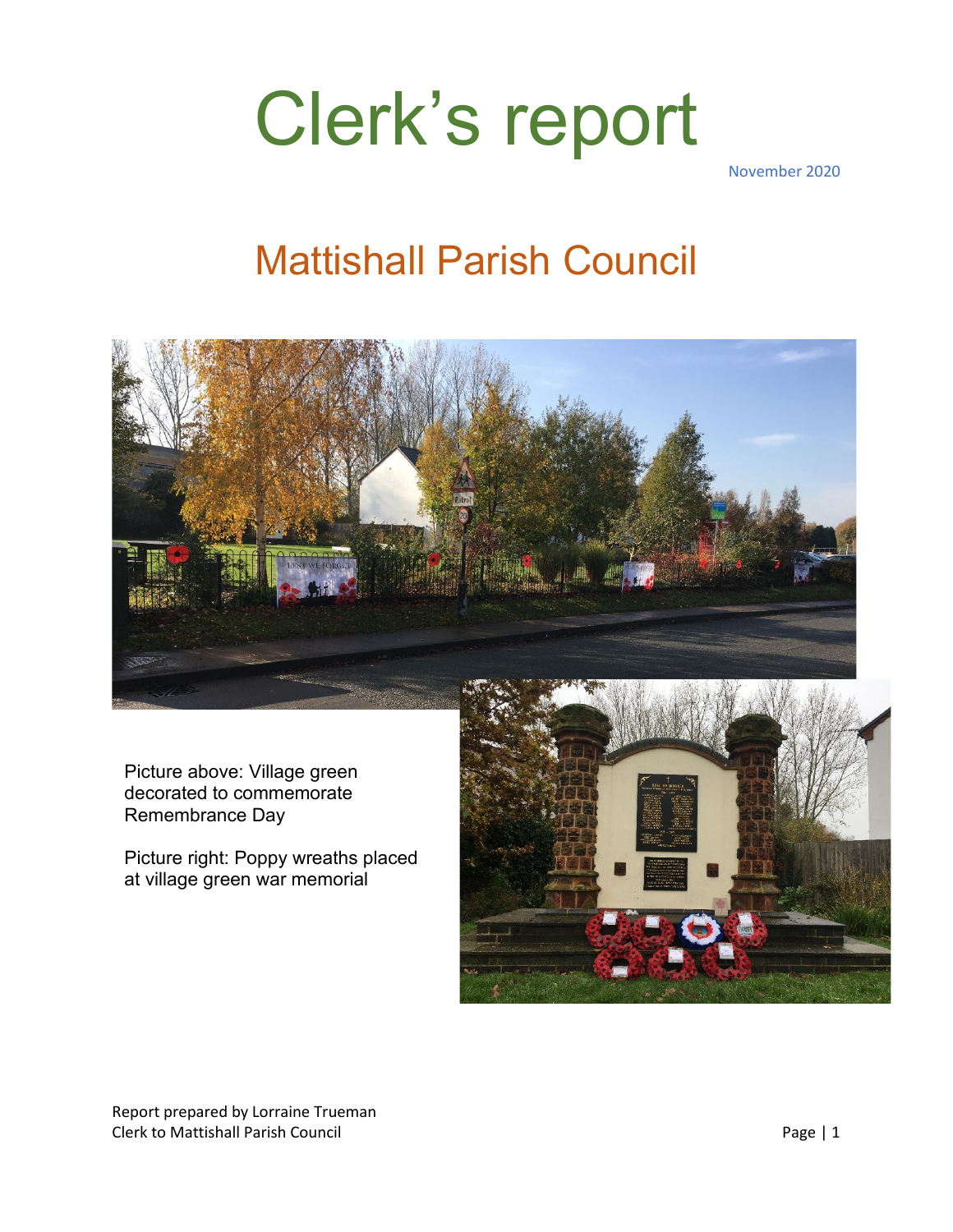# Clerk's report

November 2020

## Mattishall Parish Council

Picture above: Village green decorated to commemorate Remembrance Day

Picture right: Poppy wreaths placed at village green war memorial

Report prepared by Lorraine Trueman
Clerk to Mattishall Parish Council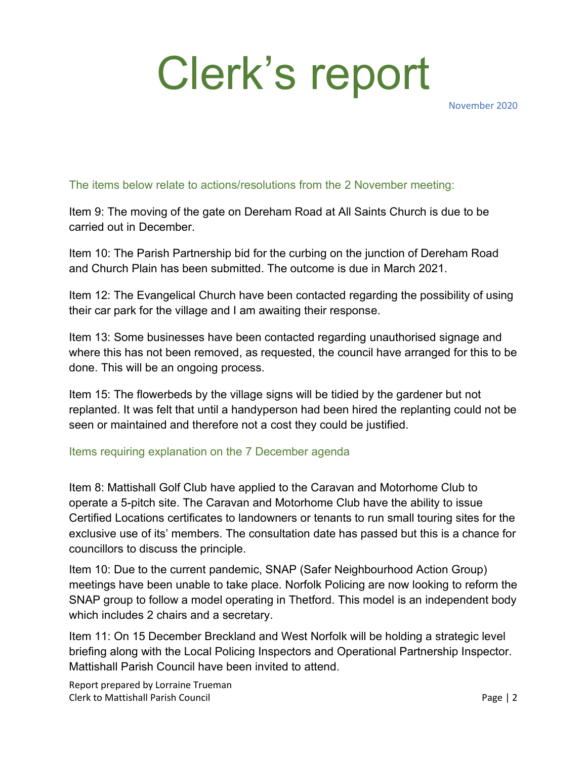# Clerk's report

November 2020

## The items below relate to actions/resolutions from the 2 November meeting:

Item 9: The moving of the gate on Dereham Road at All Saints Church is due to be carried out in December.

Item 10: The Parish Partnership bid for the curbing on the junction of Dereham Road and Church Plain has been submitted. The outcome is due in March 2021.

Item 12: The Evangelical Church have been contacted regarding the possibility of using their car park for the village and I am awaiting their response.

Item 13: Some businesses have been contacted regarding unauthorised signage and where this has not been removed, as requested, the council have arranged for this to be done. This will be an ongoing process.

Item 15: The flowerbeds by the village signs will be tidied by the gardener but not replanted. It was felt that until a handyperson had been hired the replanting could not be seen or maintained and therefore not a cost they could be justified.

## Items requiring explanation on the 7 December agenda

Item 8: Mattishall Golf Club have applied to the Caravan and Motorhome Club to operate a 5-pitch site. The Caravan and Motorhome Club have the ability to issue Certified Locations certificates to landowners or tenants to run small touring sites for the exclusive use of its' members. The consultation date has passed but this is a chance for councillors to discuss the principle.

Item 10: Due to the current pandemic, SNAP (Safer Neighbourhood Action Group) meetings have been unable to take place. Norfolk Policing are now looking to reform the SNAP group to follow a model operating in Thetford. This model is an independent body which includes 2 chairs and a secretary.

Item 11: On 15 December Breckland and West Norfolk will be holding a strategic level briefing along with the Local Policing Inspectors and Operational Partnership Inspector. Mattishall Parish Council have been invited to attend.

Report prepared by Lorraine Trueman
Clerk to Mattishall Parish Council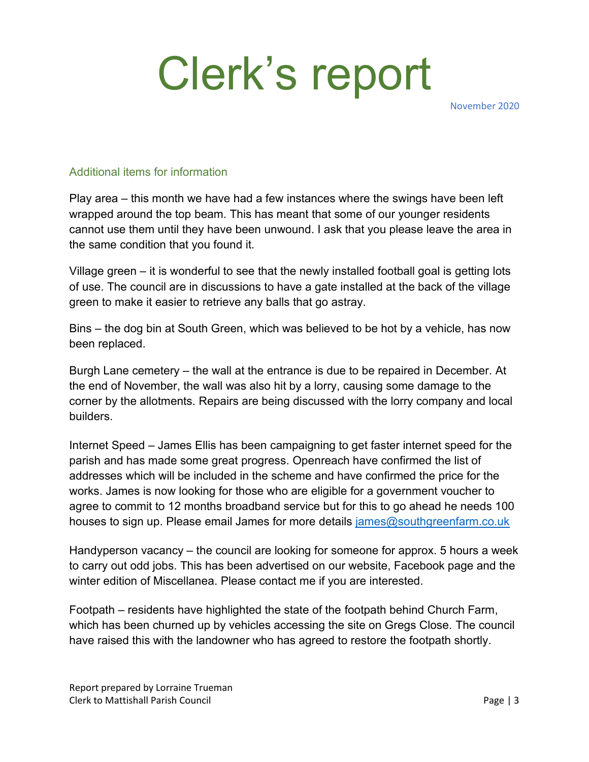# Clerk's report

November 2020

## Additional items for information

Play area – this month we have had a few instances where the swings have been left wrapped around the top beam. This has meant that some of our younger residents cannot use them until they have been unwound. I ask that you please leave the area in the same condition that you found it.

Village green – it is wonderful to see that the newly installed football goal is getting lots of use. The council are in discussions to have a gate installed at the back of the village green to make it easier to retrieve any balls that go astray.

Bins – the dog bin at South Green, which was believed to be hot by a vehicle, has now been replaced.

Burgh Lane cemetery – the wall at the entrance is due to be repaired in December. At the end of November, the wall was also hit by a lorry, causing some damage to the corner by the allotments. Repairs are being discussed with the lorry company and local builders.

Internet Speed – James Ellis has been campaigning to get faster internet speed for the parish and has made some great progress. Openreach have confirmed the list of addresses which will be included in the scheme and have confirmed the price for the works. James is now looking for those who are eligible for a government voucher to agree to commit to 12 months broadband service but for this to go ahead he needs 100 houses to sign up. Please email James for more details [james@southgreenfarm.co.uk](mailto:james@southgreenfarm.co.uk)

Handyperson vacancy – the council are looking for someone for approx. 5 hours a week to carry out odd jobs. This has been advertised on our website, Facebook page and the winter edition of Miscellanea. Please contact me if you are interested.

Footpath – residents have highlighted the state of the footpath behind Church Farm, which has been churned up by vehicles accessing the site on Gregs Close. The council have raised this with the landowner who has agreed to restore the footpath shortly.

Report prepared by Lorraine Trueman
Clerk to Mattishall Parish Council